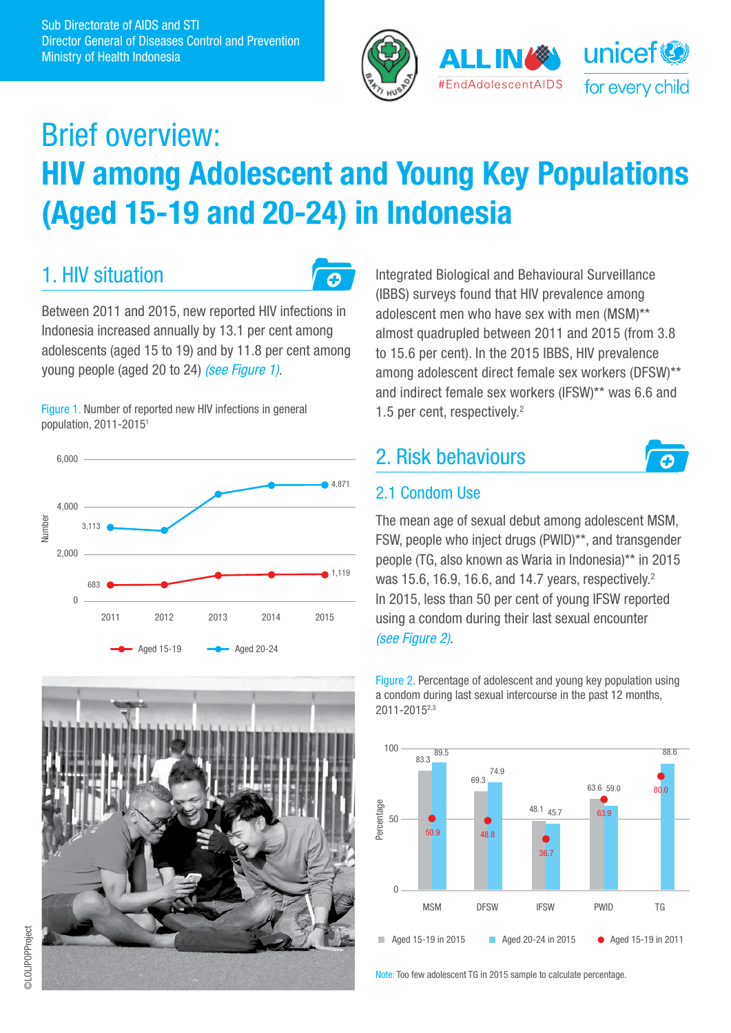Sub Directorate of AIDS and STI
Director General of Diseases Control and Prevention
Ministry of Health Indonesia

# Brief overview: HIV among Adolescent and Young Key Populations (Aged 15-19 and 20-24) in Indonesia

## 1. HIV situation

Between 2011 and 2015, new reported HIV infections in Indonesia increased annually by 13.1 per cent among adolescents (aged 15 to 19) and by 11.8 per cent among young people (aged 20 to 24) *(see Figure 1)*.

Figure 1. Number of reported new HIV infections in general population, 2011-2015[1]

| Year | Aged 15-19 | Aged 20-24 |
|---|---|---|
| 2011 | 683 | 3,113 |
| 2015 | 1,119 | 4,871 |

Integrated Biological and Behavioural Surveillance (IBBS) surveys found that HIV prevalence among adolescent men who have sex with men (MSM)** almost quadrupled between 2011 and 2015 (from 3.8 to 15.6 per cent). In the 2015 IBBS, HIV prevalence among adolescent direct female sex workers (DFSW)** and indirect female sex workers (IFSW)** was 6.6 and 1.5 per cent, respectively.[2]

## 2. Risk behaviours

### 2.1 Condom Use

The mean age of sexual debut among adolescent MSM, FSW, people who inject drugs (PWID)**, and transgender people (TG, also known as Waria in Indonesia)** in 2015 was 15.6, 16.9, 16.6, and 14.7 years, respectively.[2]
In 2015, less than 50 per cent of young IFSW reported using a condom during their last sexual encounter *(see Figure 2)*.

Figure 2. Percentage of adolescent and young key population using a condom during last sexual intercourse in the past 12 months, 2011-2015[2,3]

| | MSM | DFSW | IFSW | PWID | TG |
|---|---|---|---|---|---|
| Aged 15-19 in 2015 | 83.3 | 69.3 | 48.1 | 63.6 | |
| Aged 20-24 in 2015 | 89.5 | 74.9 | 45.7 | 59.0 | 88.6 |
| Aged 15-19 in 2011 | 50.9 | 48.8 | 36.7 | 63.9 | 80.0 |

Note: Too few adolescent TG in 2015 sample to calculate percentage.

©LOLIPOPProject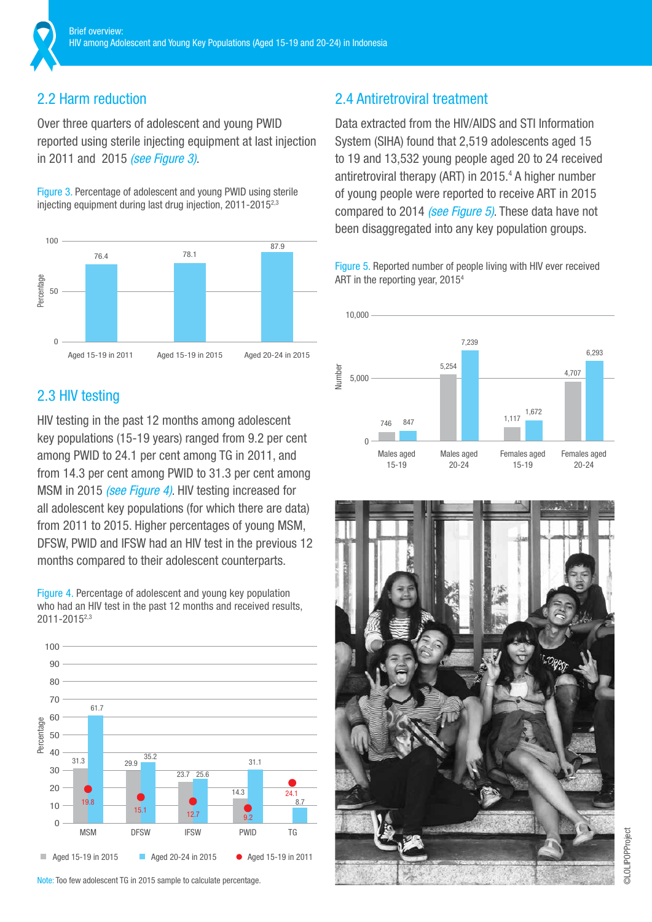## 2.2 Harm reduction

Over three quarters of adolescent and young PWID reported using sterile injecting equipment at last injection in 2011 and 2015 *(see Figure 3)*.

Figure 3. Percentage of adolescent and young PWID using sterile injecting equipment during last drug injection, 2011-2015[2,3]

| | Percentage |
|---|---|
| Aged 15-19 in 2011 | 76.4 |
| Aged 15-19 in 2015 | 78.1 |
| Aged 20-24 in 2015 | 87.9 |

## 2.3 HIV testing

HIV testing in the past 12 months among adolescent key populations (15-19 years) ranged from 9.2 per cent among PWID to 24.1 per cent among TG in 2011, and from 14.3 per cent among PWID to 31.3 per cent among MSM in 2015 *(see Figure 4)*. HIV testing increased for all adolescent key populations (for which there are data) from 2011 to 2015. Higher percentages of young MSM, DFSW, PWID and IFSW had an HIV test in the previous 12 months compared to their adolescent counterparts.

Figure 4. Percentage of adolescent and young key population who had an HIV test in the past 12 months and received results, 2011-2015[2,3]

| | Aged 15-19 in 2015 | Aged 20-24 in 2015 | Aged 15-19 in 2011 |
|---|---|---|---|
| MSM | 31.3 | 61.7 | 19.8 |
| DFSW | 29.9 | 35.2 | 15.1 |
| IFSW | 23.7 | 25.6 | 12.7 |
| PWID | 14.3 | 31.1 | 9.2 |
| TG | | 8.7 | 24.1 |

Note: Too few adolescent TG in 2015 sample to calculate percentage.

## 2.4 Antiretroviral treatment

Data extracted from the HIV/AIDS and STI Information System (SIHA) found that 2,519 adolescents aged 15 to 19 and 13,532 young people aged 20 to 24 received antiretroviral therapy (ART) in 2015.[4] A higher number of young people were reported to receive ART in 2015 compared to 2014 *(see Figure 5)*. These data have not been disaggregated into any key population groups.

Figure 5. Reported number of people living with HIV ever received ART in the reporting year, 2015[4]

| | 2014 | 2015 |
|---|---|---|
| Males aged 15-19 | 746 | 847 |
| Males aged 20-24 | 5,254 | 7,239 |
| Females aged 15-19 | 1,117 | 1,672 |
| Females aged 20-24 | 4,707 | 6,293 |

©LOLIPOPProject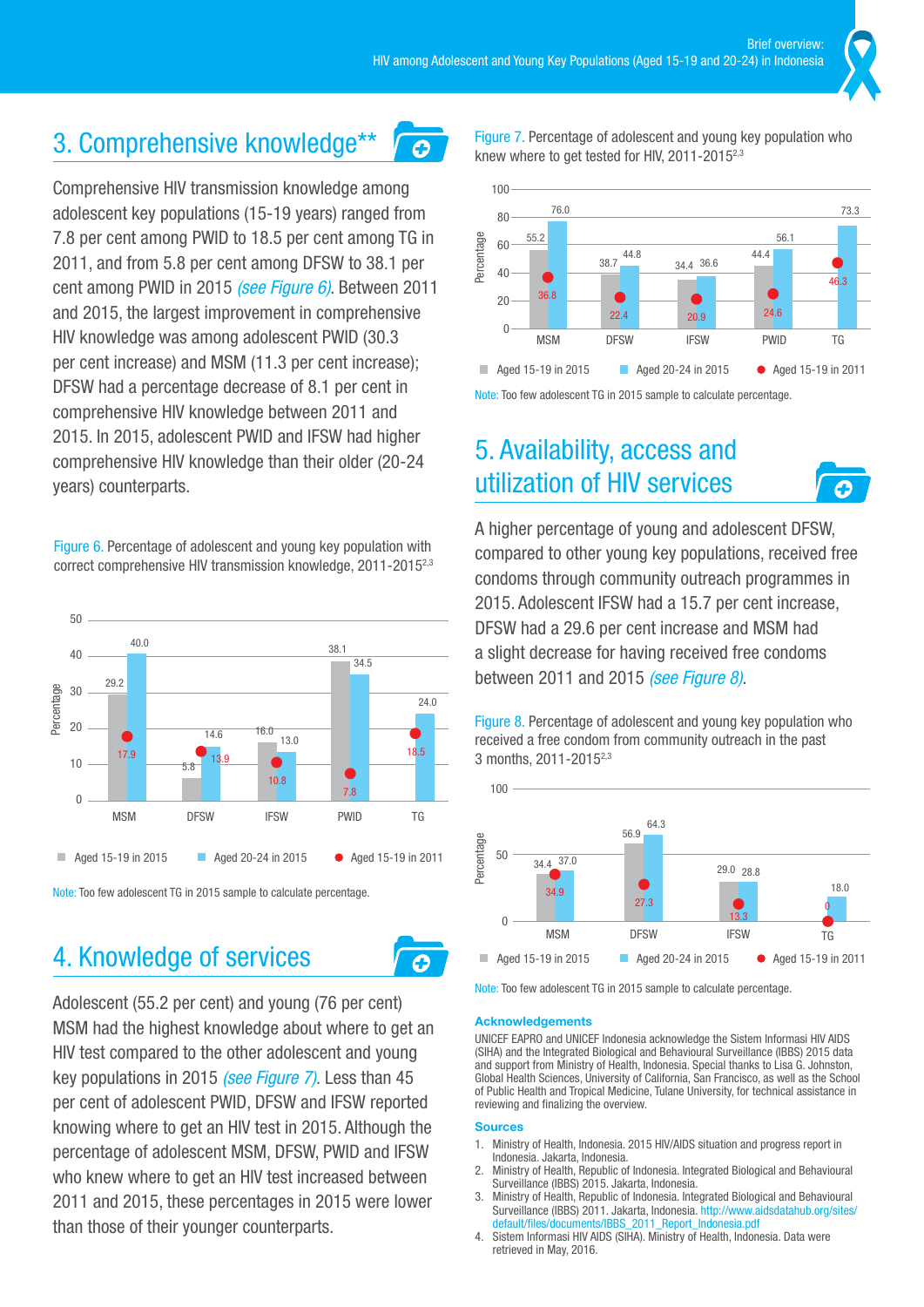## 3. Comprehensive knowledge**

Comprehensive HIV transmission knowledge among adolescent key populations (15-19 years) ranged from 7.8 per cent among PWID to 18.5 per cent among TG in 2011, and from 5.8 per cent among DFSW to 38.1 per cent among PWID in 2015 *(see Figure 6)*. Between 2011 and 2015, the largest improvement in comprehensive HIV knowledge was among adolescent PWID (30.3 per cent increase) and MSM (11.3 per cent increase); DFSW had a percentage decrease of 8.1 per cent in comprehensive HIV knowledge between 2011 and 2015. In 2015, adolescent PWID and IFSW had higher comprehensive HIV knowledge than their older (20-24 years) counterparts.

Figure 6. Percentage of adolescent and young key population with correct comprehensive HIV transmission knowledge, 2011-2015[2,3]

| | Aged 15-19 in 2015 | Aged 20-24 in 2015 | Aged 15-19 in 2011 |
|---|---|---|---|
| MSM | 29.2 | 40.0 | 17.9 |
| DFSW | 5.8 | 14.6 | 13.9 |
| IFSW | 16.0 | 13.0 | 10.8 |
| PWID | 38.1 | 34.5 | 7.8 |
| TG | | 24.0 | 18.5 |

Note: Too few adolescent TG in 2015 sample to calculate percentage.

## 4. Knowledge of services

Adolescent (55.2 per cent) and young (76 per cent) MSM had the highest knowledge about where to get an HIV test compared to the other adolescent and young key populations in 2015 *(see Figure 7)*. Less than 45 per cent of adolescent PWID, DFSW and IFSW reported knowing where to get an HIV test in 2015. Although the percentage of adolescent MSM, DFSW, PWID and IFSW who knew where to get an HIV test increased between 2011 and 2015, these percentages in 2015 were lower than those of their younger counterparts.

Figure 7. Percentage of adolescent and young key population who knew where to get tested for HIV, 2011-2015[2,3]

| | Aged 15-19 in 2015 | Aged 20-24 in 2015 | Aged 15-19 in 2011 |
|---|---|---|---|
| MSM | 55.2 | 76.0 | 36.8 |
| DFSW | 38.7 | 44.8 | 22.4 |
| IFSW | 34.4 | 36.6 | 20.9 |
| PWID | 44.4 | 56.1 | 24.6 |
| TG | | 73.3 | 46.3 |

Note: Too few adolescent TG in 2015 sample to calculate percentage.

## 5. Availability, access and utilization of HIV services

A higher percentage of young and adolescent DFSW, compared to other young key populations, received free condoms through community outreach programmes in 2015. Adolescent IFSW had a 15.7 per cent increase, DFSW had a 29.6 per cent increase and MSM had a slight decrease for having received free condoms between 2011 and 2015 *(see Figure 8)*.

Figure 8. Percentage of adolescent and young key population who received a free condom from community outreach in the past 3 months, 2011-2015[2,3]

| | Aged 15-19 in 2015 | Aged 20-24 in 2015 | Aged 15-19 in 2011 |
|---|---|---|---|
| MSM | 34.4 | 37.0 | 34.9 |
| DFSW | 56.9 | 64.3 | 27.3 |
| IFSW | 29.0 | 28.8 | 13.3 |
| TG | | 18.0 | 0 |

Note: Too few adolescent TG in 2015 sample to calculate percentage.

### Acknowledgements

UNICEF EAPRO and UNICEF Indonesia acknowledge the Sistem Informasi HIV AIDS (SIHA) and the Integrated Biological and Behavioural Surveillance (IBBS) 2015 data and support from Ministry of Health, Indonesia. Special thanks to Lisa G. Johnston, Global Health Sciences, University of California, San Francisco, as well as the School of Public Health and Tropical Medicine, Tulane University, for technical assistance in reviewing and finalizing the overview.

### Sources

1. Ministry of Health, Indonesia. 2015 HIV/AIDS situation and progress report in Indonesia. Jakarta, Indonesia.
2. Ministry of Health, Republic of Indonesia. Integrated Biological and Behavioural Surveillance (IBBS) 2015. Jakarta, Indonesia.
3. Ministry of Health, Republic of Indonesia. Integrated Biological and Behavioural Surveillance (IBBS) 2011. Jakarta, Indonesia. http://www.aidsdatahub.org/sites/default/files/documents/IBBS_2011_Report_Indonesia.pdf
4. Sistem Informasi HIV AIDS (SIHA). Ministry of Health, Indonesia. Data were retrieved in May, 2016.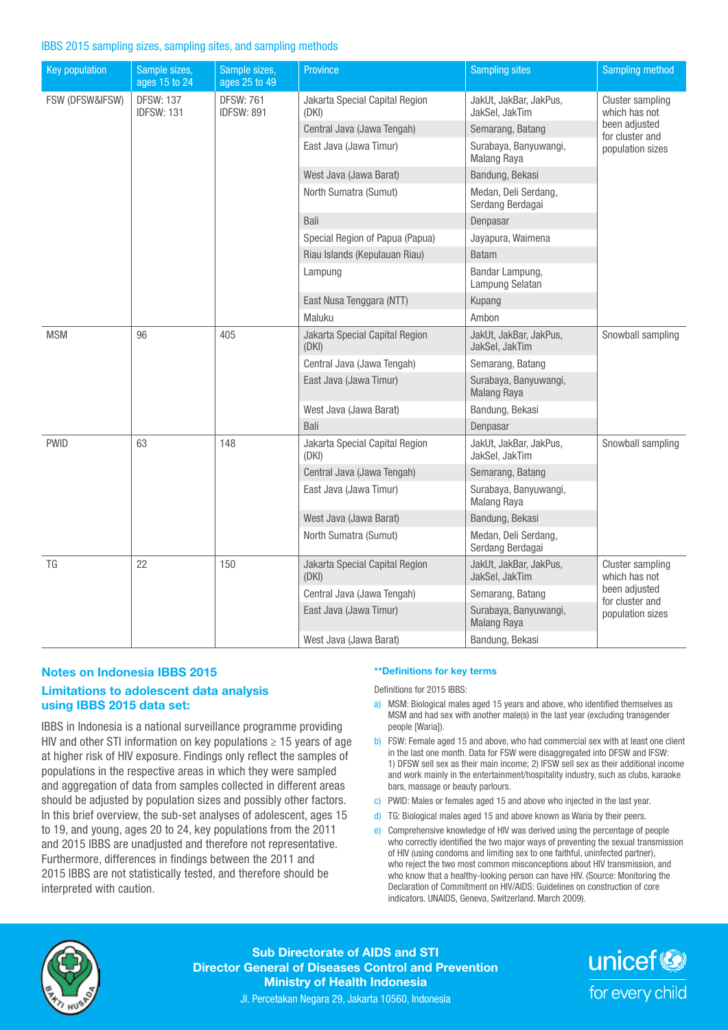IBBS 2015 sampling sizes, sampling sites, and sampling methods

| Key population | Sample sizes, ages 15 to 24 | Sample sizes, ages 25 to 49 | Province | Sampling sites | Sampling method |
|---|---|---|---|---|---|
| FSW (DFSW&IFSW) | DFSW: 137<br>IDFSW: 131 | DFSW: 761<br>IDFSW: 891 | Jakarta Special Capital Region (DKI) | JakUt, JakBar, JakPus, JakSel, JakTim | Cluster sampling which has not been adjusted for cluster and population sizes |
| | | | Central Java (Jawa Tengah) | Semarang, Batang | |
| | | | East Java (Jawa Timur) | Surabaya, Banyuwangi, Malang Raya | |
| | | | West Java (Jawa Barat) | Bandung, Bekasi | |
| | | | North Sumatra (Sumut) | Medan, Deli Serdang, Serdang Berdagai | |
| | | | Bali | Denpasar | |
| | | | Special Region of Papua (Papua) | Jayapura, Waimena | |
| | | | Riau Islands (Kepulauan Riau) | Batam | |
| | | | Lampung | Bandar Lampung, Lampung Selatan | |
| | | | East Nusa Tenggara (NTT) | Kupang | |
| | | | Maluku | Ambon | |
| MSM | 96 | 405 | Jakarta Special Capital Region (DKI) | JakUt, JakBar, JakPus, JakSel, JakTim | Snowball sampling |
| | | | Central Java (Jawa Tengah) | Semarang, Batang | |
| | | | East Java (Jawa Timur) | Surabaya, Banyuwangi, Malang Raya | |
| | | | West Java (Jawa Barat) | Bandung, Bekasi | |
| | | | Bali | Denpasar | |
| PWID | 63 | 148 | Jakarta Special Capital Region (DKI) | JakUt, JakBar, JakPus, JakSel, JakTim | Snowball sampling |
| | | | Central Java (Jawa Tengah) | Semarang, Batang | |
| | | | East Java (Jawa Timur) | Surabaya, Banyuwangi, Malang Raya | |
| | | | West Java (Jawa Barat) | Bandung, Bekasi | |
| | | | North Sumatra (Sumut) | Medan, Deli Serdang, Serdang Berdagai | |
| TG | 22 | 150 | Jakarta Special Capital Region (DKI) | JakUt, JakBar, JakPus, JakSel, JakTim | Cluster sampling which has not been adjusted for cluster and population sizes |
| | | | Central Java (Jawa Tengah) | Semarang, Batang | |
| | | | East Java (Jawa Timur) | Surabaya, Banyuwangi, Malang Raya | |
| | | | West Java (Jawa Barat) | Bandung, Bekasi | |

## Notes on Indonesia IBBS 2015

### Limitations to adolescent data analysis using IBBS 2015 data set:

IBBS in Indonesia is a national surveillance programme providing HIV and other STI information on key populations ≥ 15 years of age at higher risk of HIV exposure. Findings only reflect the samples of populations in the respective areas in which they were sampled and aggregation of data from samples collected in different areas should be adjusted by population sizes and possibly other factors. In this brief overview, the sub-set analyses of adolescent, ages 15 to 19, and young, ages 20 to 24, key populations from the 2011 and 2015 IBBS are unadjusted and therefore not representative. Furthermore, differences in findings between the 2011 and 2015 IBBS are not statistically tested, and therefore should be interpreted with caution.

### **Definitions for key terms

Definitions for 2015 IBBS:

a) MSM: Biological males aged 15 years and above, who identified themselves as MSM and had sex with another male(s) in the last year (excluding transgender people [Waria]).
b) FSW: Female aged 15 and above, who had commercial sex with at least one client in the last one month. Data for FSW were disaggregated into DFSW and IFSW: 1) DFSW sell sex as their main income; 2) IFSW sell sex as their additional income and work mainly in the entertainment/hospitality industry, such as clubs, karaoke bars, massage or beauty parlours.
c) PWID: Males or females aged 15 and above who injected in the last year.
d) TG: Biological males aged 15 and above known as Waria by their peers.
e) Comprehensive knowledge of HIV was derived using the percentage of people who correctly identified the two major ways of preventing the sexual transmission of HIV (using condoms and limiting sex to one faithful, uninfected partner), who reject the two most common misconceptions about HIV transmission, and who know that a healthy-looking person can have HIV. (Source: Monitoring the Declaration of Commitment on HIV/AIDS: Guidelines on construction of core indicators. UNAIDS, Geneva, Switzerland. March 2009).

**Sub Directorate of AIDS and STI**
**Director General of Diseases Control and Prevention**
**Ministry of Health Indonesia**
Jl. Percetakan Negara 29, Jakarta 10560, Indonesia

unicef for every child